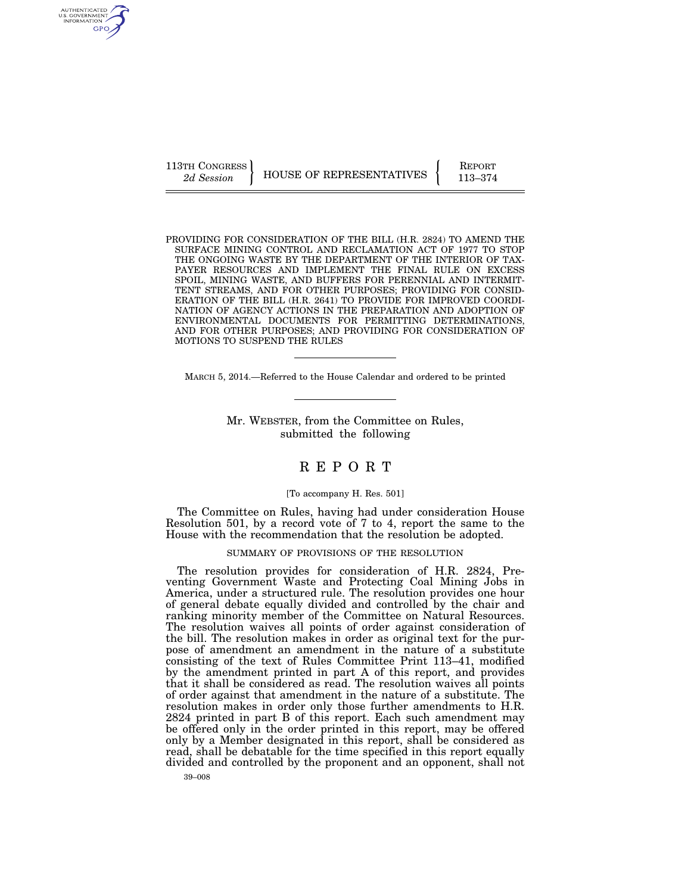113TH CONGRESS
*2d Session*

HOUSE OF REPRESENTATIVES

REPORT
113–374

PROVIDING FOR CONSIDERATION OF THE BILL (H.R. 2824) TO AMEND THE SURFACE MINING CONTROL AND RECLAMATION ACT OF 1977 TO STOP THE ONGOING WASTE BY THE DEPARTMENT OF THE INTERIOR OF TAXPAYER RESOURCES AND IMPLEMENT THE FINAL RULE ON EXCESS SPOIL, MINING WASTE, AND BUFFERS FOR PERENNIAL AND INTERMITTENT STREAMS, AND FOR OTHER PURPOSES; PROVIDING FOR CONSIDERATION OF THE BILL (H.R. 2641) TO PROVIDE FOR IMPROVED COORDINATION OF AGENCY ACTIONS IN THE PREPARATION AND ADOPTION OF ENVIRONMENTAL DOCUMENTS FOR PERMITTING DETERMINATIONS, AND FOR OTHER PURPOSES; AND PROVIDING FOR CONSIDERATION OF MOTIONS TO SUSPEND THE RULES

MARCH 5, 2014.—Referred to the House Calendar and ordered to be printed

Mr. WEBSTER, from the Committee on Rules, submitted the following

# REPORT

[To accompany H. Res. 501]

The Committee on Rules, having had under consideration House Resolution 501, by a record vote of 7 to 4, report the same to the House with the recommendation that the resolution be adopted.

## SUMMARY OF PROVISIONS OF THE RESOLUTION

The resolution provides for consideration of H.R. 2824, Preventing Government Waste and Protecting Coal Mining Jobs in America, under a structured rule. The resolution provides one hour of general debate equally divided and controlled by the chair and ranking minority member of the Committee on Natural Resources. The resolution waives all points of order against consideration of the bill. The resolution makes in order as original text for the purpose of amendment an amendment in the nature of a substitute consisting of the text of Rules Committee Print 113–41, modified by the amendment printed in part A of this report, and provides that it shall be considered as read. The resolution waives all points of order against that amendment in the nature of a substitute. The resolution makes in order only those further amendments to H.R. 2824 printed in part B of this report. Each such amendment may be offered only in the order printed in this report, may be offered only by a Member designated in this report, shall be considered as read, shall be debatable for the time specified in this report equally divided and controlled by the proponent and an opponent, shall not

39–008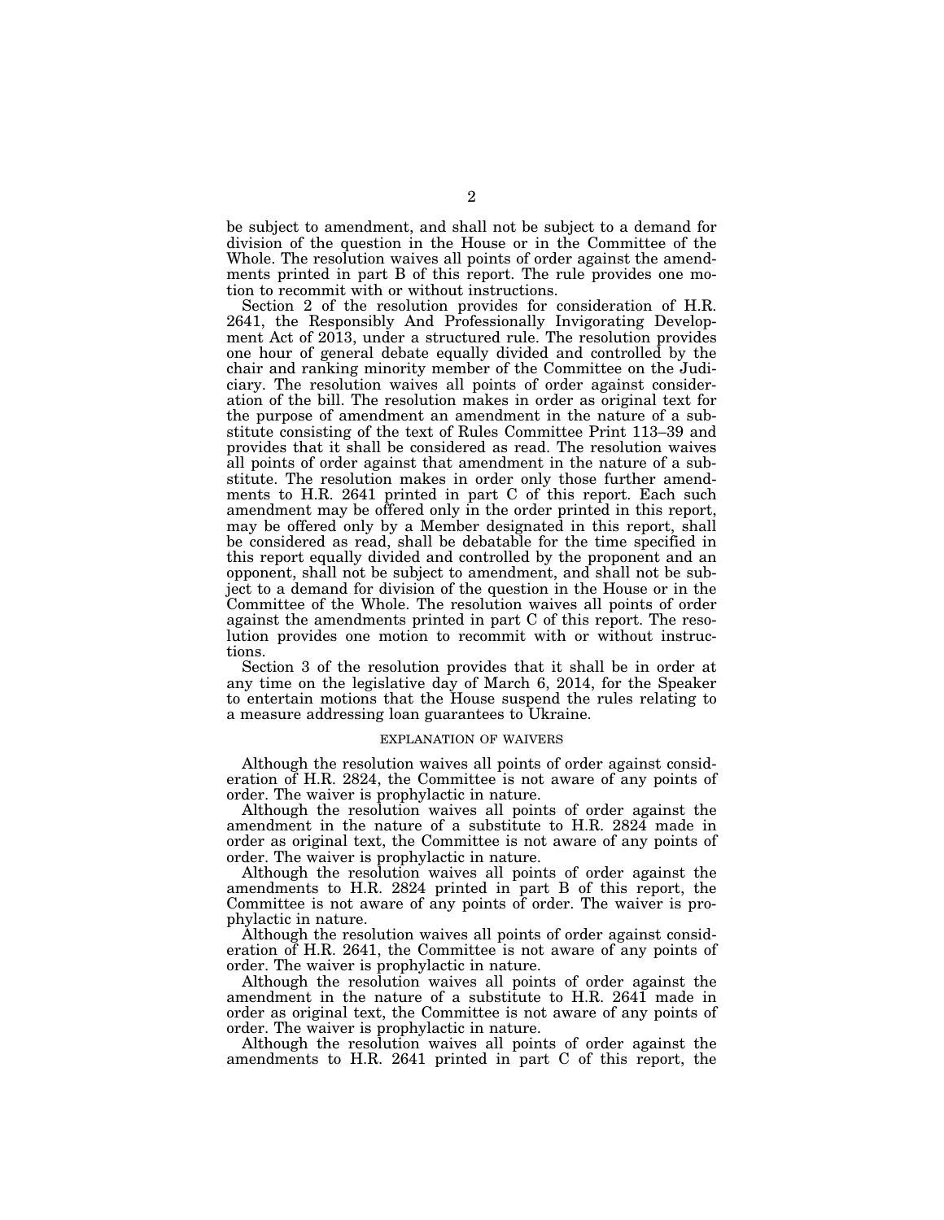be subject to amendment, and shall not be subject to a demand for division of the question in the House or in the Committee of the Whole. The resolution waives all points of order against the amendments printed in part B of this report. The rule provides one motion to recommit with or without instructions.

Section 2 of the resolution provides for consideration of H.R. 2641, the Responsibly And Professionally Invigorating Development Act of 2013, under a structured rule. The resolution provides one hour of general debate equally divided and controlled by the chair and ranking minority member of the Committee on the Judiciary. The resolution waives all points of order against consideration of the bill. The resolution makes in order as original text for the purpose of amendment an amendment in the nature of a substitute consisting of the text of Rules Committee Print 113–39 and provides that it shall be considered as read. The resolution waives all points of order against that amendment in the nature of a substitute. The resolution makes in order only those further amendments to H.R. 2641 printed in part C of this report. Each such amendment may be offered only in the order printed in this report, may be offered only by a Member designated in this report, shall be considered as read, shall be debatable for the time specified in this report equally divided and controlled by the proponent and an opponent, shall not be subject to amendment, and shall not be subject to a demand for division of the question in the House or in the Committee of the Whole. The resolution waives all points of order against the amendments printed in part C of this report. The resolution provides one motion to recommit with or without instructions.

Section 3 of the resolution provides that it shall be in order at any time on the legislative day of March 6, 2014, for the Speaker to entertain motions that the House suspend the rules relating to a measure addressing loan guarantees to Ukraine.

## EXPLANATION OF WAIVERS

Although the resolution waives all points of order against consideration of H.R. 2824, the Committee is not aware of any points of order. The waiver is prophylactic in nature.

Although the resolution waives all points of order against the amendment in the nature of a substitute to H.R. 2824 made in order as original text, the Committee is not aware of any points of order. The waiver is prophylactic in nature.

Although the resolution waives all points of order against the amendments to H.R. 2824 printed in part B of this report, the Committee is not aware of any points of order. The waiver is prophylactic in nature.

Although the resolution waives all points of order against consideration of H.R. 2641, the Committee is not aware of any points of order. The waiver is prophylactic in nature.

Although the resolution waives all points of order against the amendment in the nature of a substitute to H.R. 2641 made in order as original text, the Committee is not aware of any points of order. The waiver is prophylactic in nature.

Although the resolution waives all points of order against the amendments to H.R. 2641 printed in part C of this report, the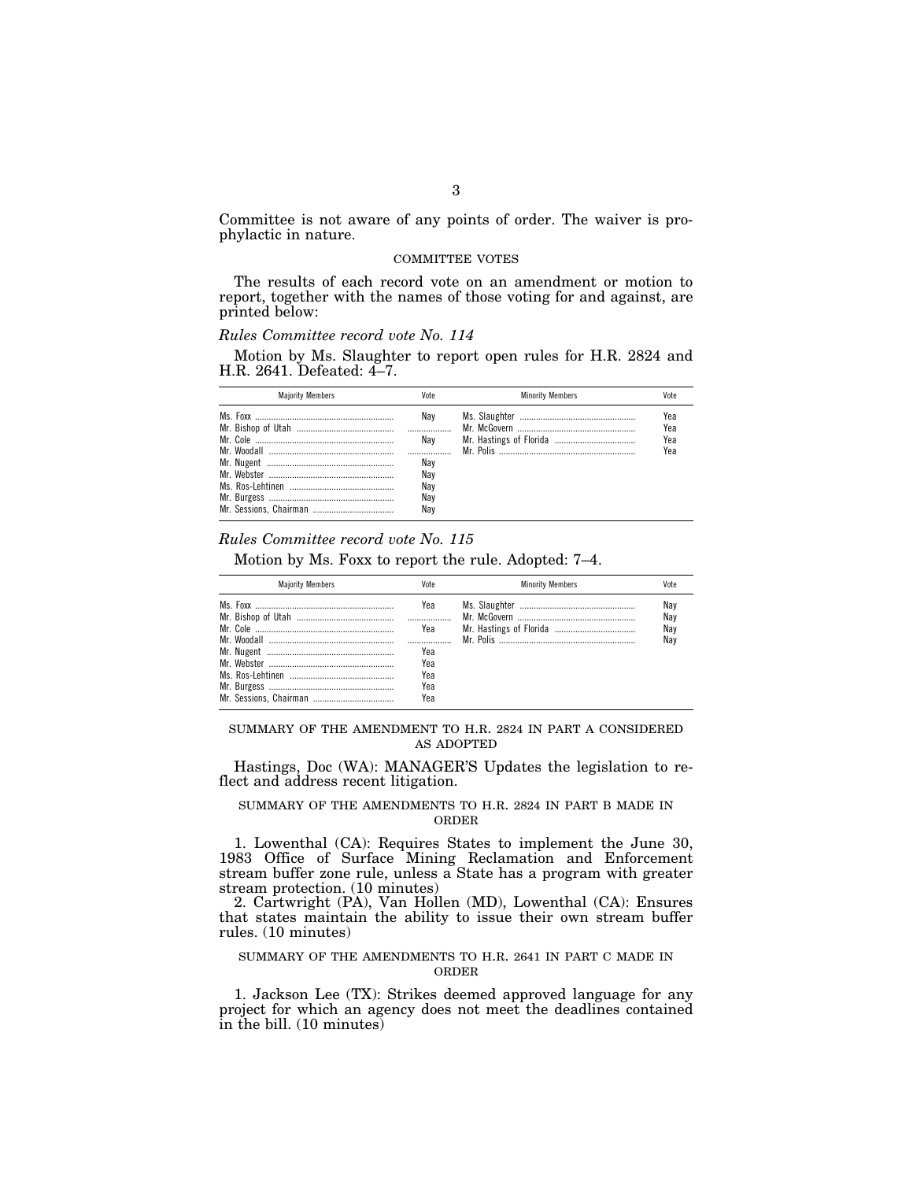Committee is not aware of any points of order. The waiver is prophylactic in nature.

COMMITTEE VOTES

The results of each record vote on an amendment or motion to report, together with the names of those voting for and against, are printed below:

*Rules Committee record vote No. 114*

Motion by Ms. Slaughter to report open rules for H.R. 2824 and H.R. 2641. Defeated: 4–7.

| Majority Members | Vote | Minority Members | Vote |
|---|---|---|---|
| Ms. Foxx | Nay | Ms. Slaughter | Yea |
| Mr. Bishop of Utah | | Mr. McGovern | Yea |
| Mr. Cole | Nay | Mr. Hastings of Florida | Yea |
| Mr. Woodall | | Mr. Polis | Yea |
| Mr. Nugent | Nay | | |
| Mr. Webster | Nay | | |
| Ms. Ros-Lehtinen | Nay | | |
| Mr. Burgess | Nay | | |
| Mr. Sessions, Chairman | Nay | | |

*Rules Committee record vote No. 115*

Motion by Ms. Foxx to report the rule. Adopted: 7–4.

| Majority Members | Vote | Minority Members | Vote |
|---|---|---|---|
| Ms. Foxx | Yea | Ms. Slaughter | Nay |
| Mr. Bishop of Utah | | Mr. McGovern | Nay |
| Mr. Cole | Yea | Mr. Hastings of Florida | Nay |
| Mr. Woodall | | Mr. Polis | Nay |
| Mr. Nugent | Yea | | |
| Mr. Webster | Yea | | |
| Ms. Ros-Lehtinen | Yea | | |
| Mr. Burgess | Yea | | |
| Mr. Sessions, Chairman | Yea | | |

SUMMARY OF THE AMENDMENT TO H.R. 2824 IN PART A CONSIDERED AS ADOPTED

Hastings, Doc (WA): MANAGER'S Updates the legislation to reflect and address recent litigation.

SUMMARY OF THE AMENDMENTS TO H.R. 2824 IN PART B MADE IN ORDER

1. Lowenthal (CA): Requires States to implement the June 30, 1983 Office of Surface Mining Reclamation and Enforcement stream buffer zone rule, unless a State has a program with greater stream protection. (10 minutes)
2. Cartwright (PA), Van Hollen (MD), Lowenthal (CA): Ensures that states maintain the ability to issue their own stream buffer rules. (10 minutes)

SUMMARY OF THE AMENDMENTS TO H.R. 2641 IN PART C MADE IN ORDER

1. Jackson Lee (TX): Strikes deemed approved language for any project for which an agency does not meet the deadlines contained in the bill. (10 minutes)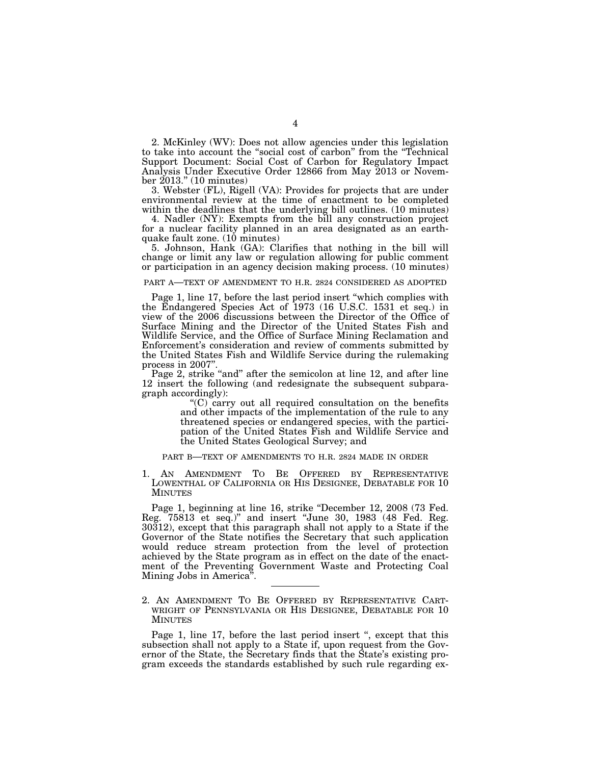2. McKinley (WV): Does not allow agencies under this legislation to take into account the "social cost of carbon" from the "Technical Support Document: Social Cost of Carbon for Regulatory Impact Analysis Under Executive Order 12866 from May 2013 or November 2013." (10 minutes)

3. Webster (FL), Rigell (VA): Provides for projects that are under environmental review at the time of enactment to be completed within the deadlines that the underlying bill outlines. (10 minutes)

4. Nadler (NY): Exempts from the bill any construction project for a nuclear facility planned in an area designated as an earthquake fault zone. (10 minutes)

5. Johnson, Hank (GA): Clarifies that nothing in the bill will change or limit any law or regulation allowing for public comment or participation in an agency decision making process. (10 minutes)

## PART A—TEXT OF AMENDMENT TO H.R. 2824 CONSIDERED AS ADOPTED

Page 1, line 17, before the last period insert "which complies with the Endangered Species Act of 1973 (16 U.S.C. 1531 et seq.) in view of the 2006 discussions between the Director of the Office of Surface Mining and the Director of the United States Fish and Wildlife Service, and the Office of Surface Mining Reclamation and Enforcement's consideration and review of comments submitted by the United States Fish and Wildlife Service during the rulemaking process in 2007".

Page 2, strike "and" after the semicolon at line 12, and after line 12 insert the following (and redesignate the subsequent subparagraph accordingly):

> "(C) carry out all required consultation on the benefits and other impacts of the implementation of the rule to any threatened species or endangered species, with the participation of the United States Fish and Wildlife Service and the United States Geological Survey; and

## PART B—TEXT OF AMENDMENTS TO H.R. 2824 MADE IN ORDER

### 1. AN AMENDMENT TO BE OFFERED BY REPRESENTATIVE LOWENTHAL OF CALIFORNIA OR HIS DESIGNEE, DEBATABLE FOR 10 MINUTES

Page 1, beginning at line 16, strike "December 12, 2008 (73 Fed. Reg. 75813 et seq.)" and insert "June 30, 1983 (48 Fed. Reg. 30312), except that this paragraph shall not apply to a State if the Governor of the State notifies the Secretary that such application would reduce stream protection from the level of protection achieved by the State program as in effect on the date of the enactment of the Preventing Government Waste and Protecting Coal Mining Jobs in America".

---

### 2. AN AMENDMENT TO BE OFFERED BY REPRESENTATIVE CARTWRIGHT OF PENNSYLVANIA OR HIS DESIGNEE, DEBATABLE FOR 10 MINUTES

Page 1, line 17, before the last period insert ", except that this subsection shall not apply to a State if, upon request from the Governor of the State, the Secretary finds that the State's existing program exceeds the standards established by such rule regarding ex-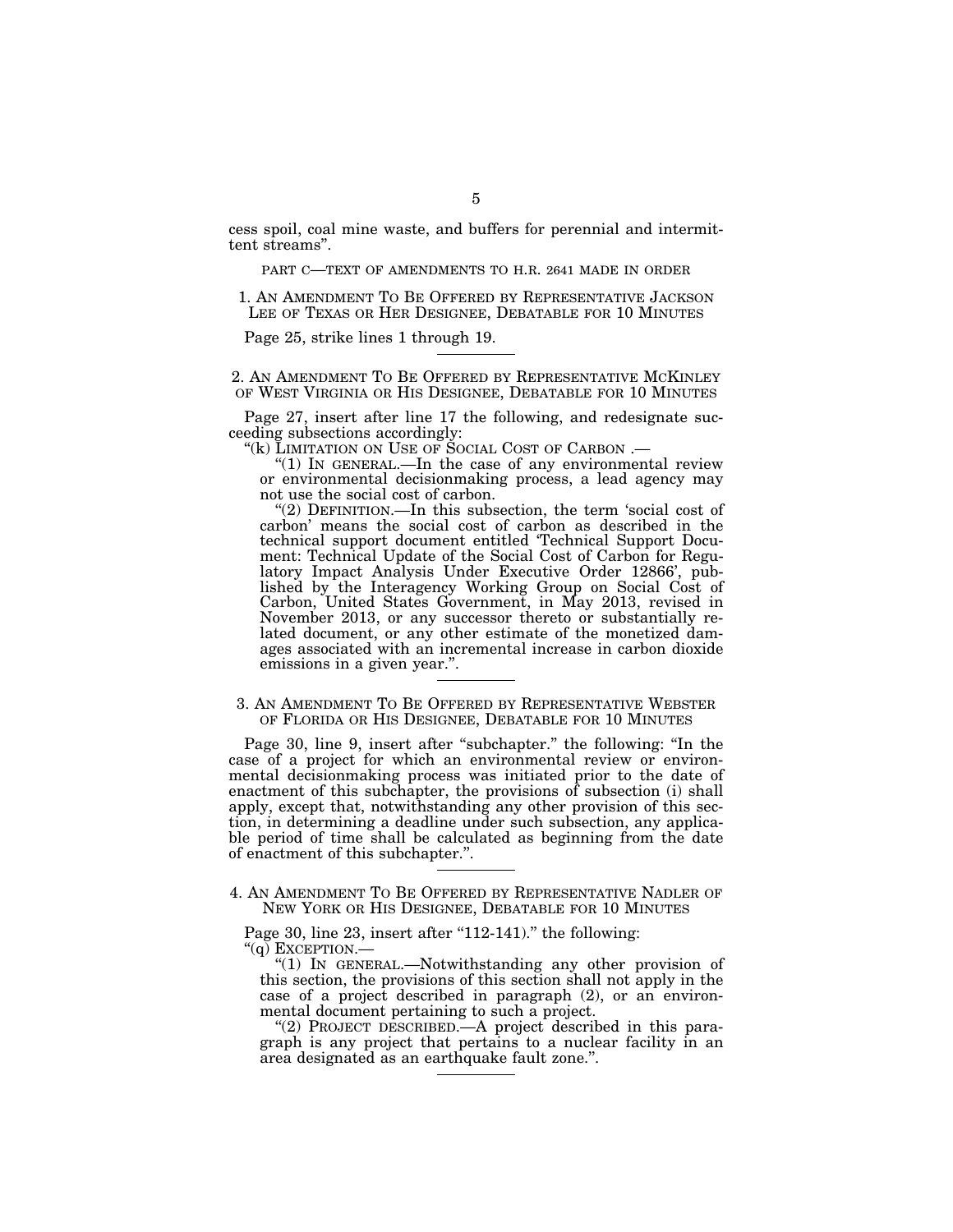cess spoil, coal mine waste, and buffers for perennial and intermittent streams".

PART C—TEXT OF AMENDMENTS TO H.R. 2641 MADE IN ORDER

### 1. AN AMENDMENT TO BE OFFERED BY REPRESENTATIVE JACKSON LEE OF TEXAS OR HER DESIGNEE, DEBATABLE FOR 10 MINUTES

Page 25, strike lines 1 through 19.

---

### 2. AN AMENDMENT TO BE OFFERED BY REPRESENTATIVE MCKINLEY OF WEST VIRGINIA OR HIS DESIGNEE, DEBATABLE FOR 10 MINUTES

Page 27, insert after line 17 the following, and redesignate succeeding subsections accordingly:

"(k) LIMITATION ON USE OF SOCIAL COST OF CARBON .—

"(1) IN GENERAL.—In the case of any environmental review or environmental decisionmaking process, a lead agency may not use the social cost of carbon.

"(2) DEFINITION.—In this subsection, the term 'social cost of carbon' means the social cost of carbon as described in the technical support document entitled 'Technical Support Document: Technical Update of the Social Cost of Carbon for Regulatory Impact Analysis Under Executive Order 12866', published by the Interagency Working Group on Social Cost of Carbon, United States Government, in May 2013, revised in November 2013, or any successor thereto or substantially related document, or any other estimate of the monetized damages associated with an incremental increase in carbon dioxide emissions in a given year.".

---

### 3. AN AMENDMENT TO BE OFFERED BY REPRESENTATIVE WEBSTER OF FLORIDA OR HIS DESIGNEE, DEBATABLE FOR 10 MINUTES

Page 30, line 9, insert after "subchapter." the following: "In the case of a project for which an environmental review or environmental decisionmaking process was initiated prior to the date of enactment of this subchapter, the provisions of subsection (i) shall apply, except that, notwithstanding any other provision of this section, in determining a deadline under such subsection, any applicable period of time shall be calculated as beginning from the date of enactment of this subchapter.".

---

### 4. AN AMENDMENT TO BE OFFERED BY REPRESENTATIVE NADLER OF NEW YORK OR HIS DESIGNEE, DEBATABLE FOR 10 MINUTES

Page 30, line 23, insert after "112-141)." the following:

"(q) EXCEPTION.—

"(1) IN GENERAL.—Notwithstanding any other provision of this section, the provisions of this section shall not apply in the case of a project described in paragraph (2), or an environmental document pertaining to such a project.

"(2) PROJECT DESCRIBED.—A project described in this paragraph is any project that pertains to a nuclear facility in an area designated as an earthquake fault zone.".

---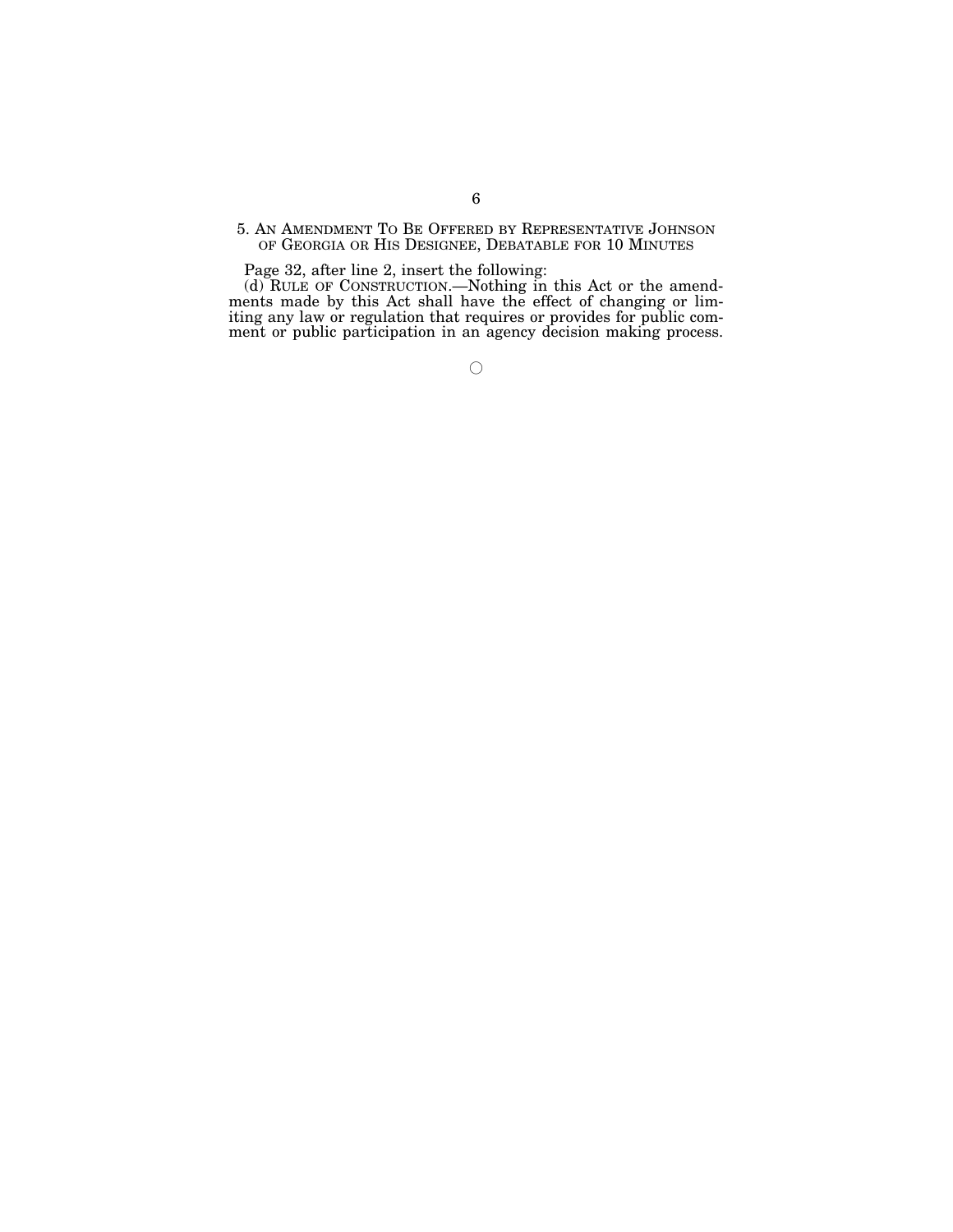5. AN AMENDMENT TO BE OFFERED BY REPRESENTATIVE JOHNSON OF GEORGIA OR HIS DESIGNEE, DEBATABLE FOR 10 MINUTES

Page 32, after line 2, insert the following:

(d) RULE OF CONSTRUCTION.—Nothing in this Act or the amendments made by this Act shall have the effect of changing or limiting any law or regulation that requires or provides for public comment or public participation in an agency decision making process.

○